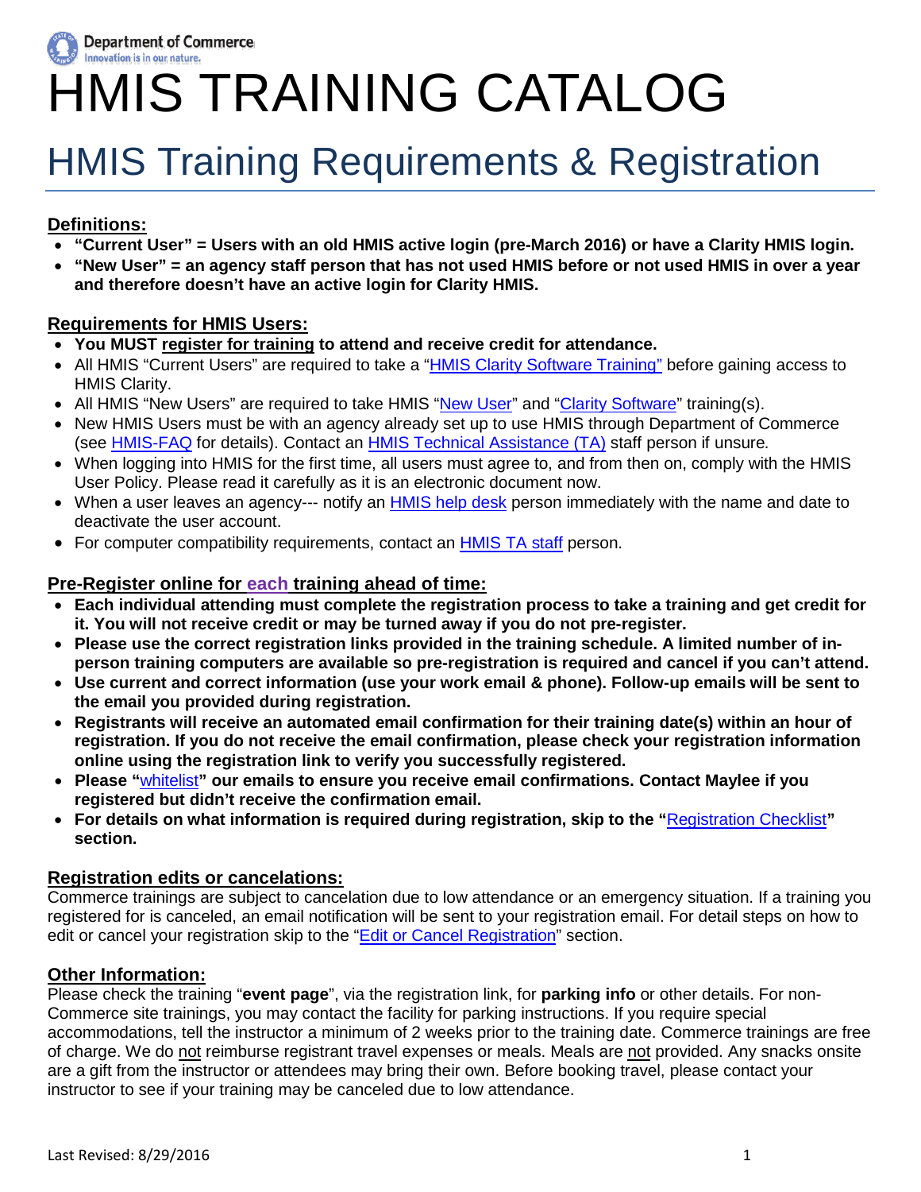Department of Commerce
Innovation is in our nature.

# HMIS TRAINING CATALOG

## HMIS Training Requirements & Registration

### Definitions:

- **"Current User" = Users with an old HMIS active login (pre-March 2016) or have a Clarity HMIS login.**
- **"New User" = an agency staff person that has not used HMIS before or not used HMIS in over a year and therefore doesn't have an active login for Clarity HMIS.**

### Requirements for HMIS Users:

- **You MUST register for training to attend and receive credit for attendance.**
- All HMIS "Current Users" are required to take a "HMIS Clarity Software Training" before gaining access to HMIS Clarity.
- All HMIS "New Users" are required to take HMIS "New User" and "Clarity Software" training(s).
- New HMIS Users must be with an agency already set up to use HMIS through Department of Commerce (see HMIS-FAQ for details). Contact an HMIS Technical Assistance (TA) staff person if unsure.
- When logging into HMIS for the first time, all users must agree to, and from then on, comply with the HMIS User Policy. Please read it carefully as it is an electronic document now.
- When a user leaves an agency--- notify an HMIS help desk person immediately with the name and date to deactivate the user account.
- For computer compatibility requirements, contact an HMIS TA staff person.

### Pre-Register online for each training ahead of time:

- **Each individual attending must complete the registration process to take a training and get credit for it. You will not receive credit or may be turned away if you do not pre-register.**
- **Please use the correct registration links provided in the training schedule. A limited number of in-person training computers are available so pre-registration is required and cancel if you can't attend.**
- **Use current and correct information (use your work email & phone). Follow-up emails will be sent to the email you provided during registration.**
- **Registrants will receive an automated email confirmation for their training date(s) within an hour of registration. If you do not receive the email confirmation, please check your registration information online using the registration link to verify you successfully registered.**
- **Please "whitelist" our emails to ensure you receive email confirmations. Contact Maylee if you registered but didn't receive the confirmation email.**
- **For details on what information is required during registration, skip to the "Registration Checklist" section.**

### Registration edits or cancelations:

Commerce trainings are subject to cancelation due to low attendance or an emergency situation. If a training you registered for is canceled, an email notification will be sent to your registration email. For detail steps on how to edit or cancel your registration skip to the "Edit or Cancel Registration" section.

### Other Information:

Please check the training "**event page**", via the registration link, for **parking info** or other details. For non-Commerce site trainings, you may contact the facility for parking instructions. If you require special accommodations, tell the instructor a minimum of 2 weeks prior to the training date. Commerce trainings are free of charge. We do not reimburse registrant travel expenses or meals. Meals are not provided. Any snacks onsite are a gift from the instructor or attendees may bring their own. Before booking travel, please contact your instructor to see if your training may be canceled due to low attendance.

Last Revised: 8/29/2016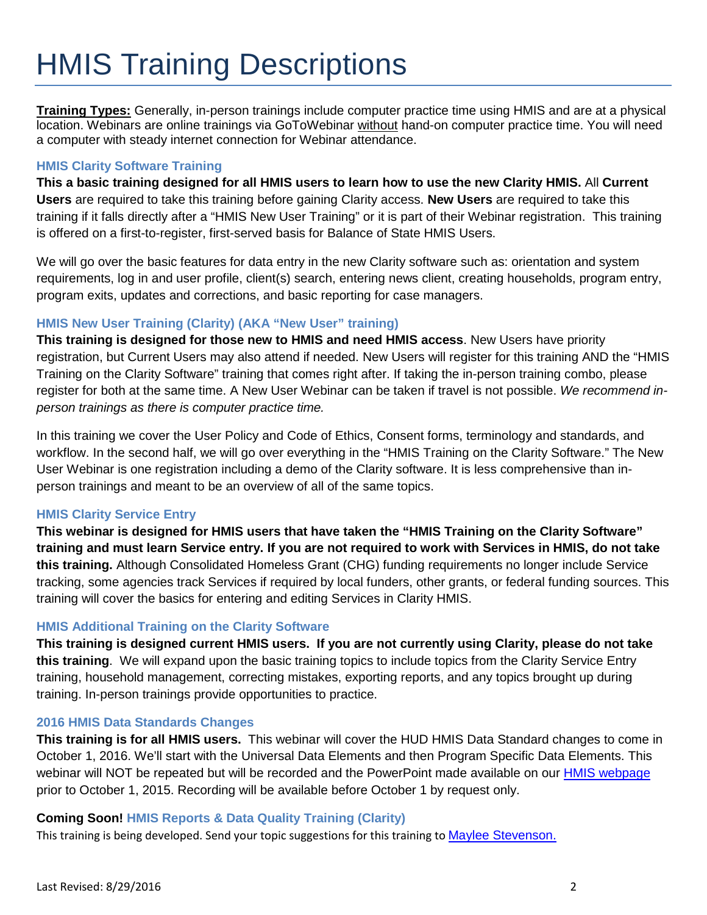# HMIS Training Descriptions

**Training Types:** Generally, in-person trainings include computer practice time using HMIS and are at a physical location. Webinars are online trainings via GoToWebinar without hand-on computer practice time. You will need a computer with steady internet connection for Webinar attendance.

### HMIS Clarity Software Training

**This a basic training designed for all HMIS users to learn how to use the new Clarity HMIS.** All **Current Users** are required to take this training before gaining Clarity access. **New Users** are required to take this training if it falls directly after a "HMIS New User Training" or it is part of their Webinar registration. This training is offered on a first-to-register, first-served basis for Balance of State HMIS Users.

We will go over the basic features for data entry in the new Clarity software such as: orientation and system requirements, log in and user profile, client(s) search, entering news client, creating households, program entry, program exits, updates and corrections, and basic reporting for case managers.

### HMIS New User Training (Clarity) (AKA "New User" training)

**This training is designed for those new to HMIS and need HMIS access**. New Users have priority registration, but Current Users may also attend if needed. New Users will register for this training AND the "HMIS Training on the Clarity Software" training that comes right after. If taking the in-person training combo, please register for both at the same time. A New User Webinar can be taken if travel is not possible. *We recommend in-person trainings as there is computer practice time.*

In this training we cover the User Policy and Code of Ethics, Consent forms, terminology and standards, and workflow. In the second half, we will go over everything in the "HMIS Training on the Clarity Software." The New User Webinar is one registration including a demo of the Clarity software. It is less comprehensive than in-person trainings and meant to be an overview of all of the same topics.

### HMIS Clarity Service Entry

**This webinar is designed for HMIS users that have taken the "HMIS Training on the Clarity Software" training and must learn Service entry. If you are not required to work with Services in HMIS, do not take this training.** Although Consolidated Homeless Grant (CHG) funding requirements no longer include Service tracking, some agencies track Services if required by local funders, other grants, or federal funding sources. This training will cover the basics for entering and editing Services in Clarity HMIS.

### HMIS Additional Training on the Clarity Software

**This training is designed current HMIS users. If you are not currently using Clarity, please do not take this training**. We will expand upon the basic training topics to include topics from the Clarity Service Entry training, household management, correcting mistakes, exporting reports, and any topics brought up during training. In-person trainings provide opportunities to practice.

### 2016 HMIS Data Standards Changes

**This training is for all HMIS users.** This webinar will cover the HUD HMIS Data Standard changes to come in October 1, 2016. We'll start with the Universal Data Elements and then Program Specific Data Elements. This webinar will NOT be repeated but will be recorded and the PowerPoint made available on our [HMIS webpage](HMIS webpage) prior to October 1, 2015. Recording will be available before October 1 by request only.

### Coming Soon! HMIS Reports & Data Quality Training (Clarity)

This training is being developed. Send your topic suggestions for this training to [Maylee Stevenson.](Maylee Stevenson.)

Last Revised: 8/29/2016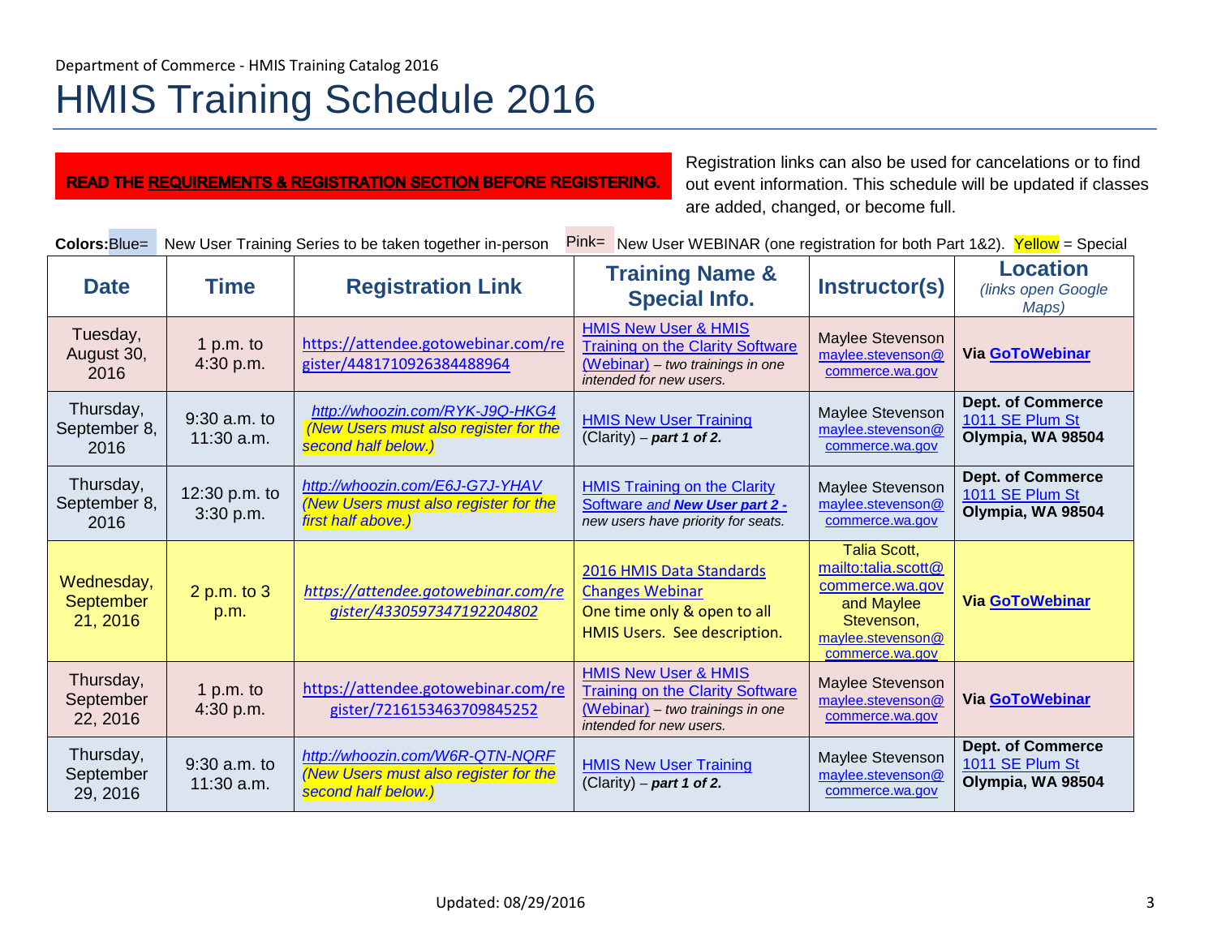Department of Commerce - HMIS Training Catalog 2016

# HMIS Training Schedule 2016

**READ THE REQUIREMENTS & REGISTRATION SECTION BEFORE REGISTERING.**

Registration links can also be used for cancelations or to find out event information. This schedule will be updated if classes are added, changed, or become full.

**Colors:** Blue= New User Training Series to be taken together in-person   Pink= New User WEBINAR (one registration for both Part 1&2).  Yellow = Special

| Date | Time | Registration Link | Training Name & Special Info. | Instructor(s) | Location *(links open Google Maps)* |
|---|---|---|---|---|---|
| Tuesday, August 30, 2016 | 1 p.m. to 4:30 p.m. | https://attendee.gotowebinar.com/register/4481710926384488964 | HMIS New User & HMIS Training on the Clarity Software (Webinar) – *two trainings in one intended for new users.* | Maylee Stevenson maylee.stevenson@commerce.wa.gov | **Via GoToWebinar** |
| Thursday, September 8, 2016 | 9:30 a.m. to 11:30 a.m. | *http://whoozin.com/RYK-J9Q-HKG4 (New Users must also register for the second half below.)* | HMIS New User Training (Clarity) – ***part 1 of 2.*** | Maylee Stevenson maylee.stevenson@commerce.wa.gov | **Dept. of Commerce** 1011 SE Plum St **Olympia, WA 98504** |
| Thursday, September 8, 2016 | 12:30 p.m. to 3:30 p.m. | *http://whoozin.com/E6J-G7J-YHAV (New Users must also register for the first half above.)* | HMIS Training on the Clarity Software *and **New User part 2 -*** *new users have priority for seats.* | Maylee Stevenson maylee.stevenson@commerce.wa.gov | **Dept. of Commerce** 1011 SE Plum St **Olympia, WA 98504** |
| Wednesday, September 21, 2016 | 2 p.m. to 3 p.m. | *https://attendee.gotowebinar.com/register/4330597347192204802* | 2016 HMIS Data Standards Changes Webinar One time only & open to all HMIS Users. See description. | Talia Scott, mailto:talia.scott@commerce.wa.gov and Maylee Stevenson, maylee.stevenson@commerce.wa.gov | **Via GoToWebinar** |
| Thursday, September 22, 2016 | 1 p.m. to 4:30 p.m. | https://attendee.gotowebinar.com/register/7216153463709845252 | HMIS New User & HMIS Training on the Clarity Software (Webinar) – *two trainings in one intended for new users.* | Maylee Stevenson maylee.stevenson@commerce.wa.gov | **Via GoToWebinar** |
| Thursday, September 29, 2016 | 9:30 a.m. to 11:30 a.m. | *http://whoozin.com/W6R-QTN-NQRF (New Users must also register for the second half below.)* | HMIS New User Training (Clarity) – ***part 1 of 2.*** | Maylee Stevenson maylee.stevenson@commerce.wa.gov | **Dept. of Commerce** 1011 SE Plum St **Olympia, WA 98504** |

Updated: 08/29/2016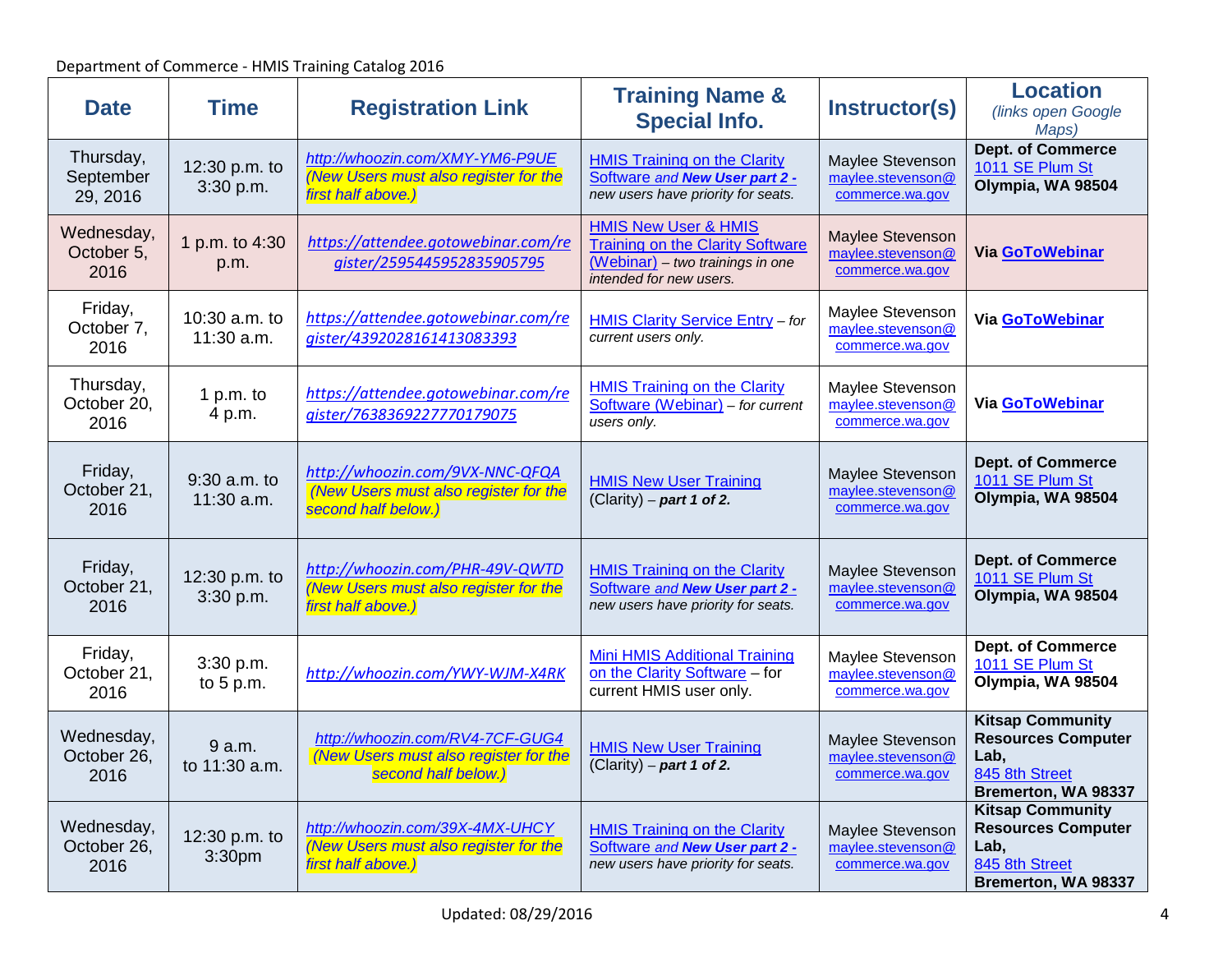Department of Commerce - HMIS Training Catalog 2016

| Date | Time | Registration Link | Training Name & Special Info. | Instructor(s) | Location *(links open Google Maps)* |
|---|---|---|---|---|---|
| Thursday, September 29, 2016 | 12:30 p.m. to 3:30 p.m. | *http://whoozin.com/XMY-YM6-P9UE* *(New Users must also register for the first half above.)* | HMIS Training on the Clarity Software *and* ***New User part 2 -*** *new users have priority for seats.* | Maylee Stevenson maylee.stevenson@commerce.wa.gov | **Dept. of Commerce** 1011 SE Plum St **Olympia, WA 98504** |
| Wednesday, October 5, 2016 | 1 p.m. to 4:30 p.m. | *https://attendee.gotowebinar.com/register/2595445952835905795* | HMIS New User & HMIS Training on the Clarity Software (Webinar) – *two trainings in one intended for new users.* | Maylee Stevenson maylee.stevenson@commerce.wa.gov | **Via GoToWebinar** |
| Friday, October 7, 2016 | 10:30 a.m. to 11:30 a.m. | *https://attendee.gotowebinar.com/register/4392028161413083393* | HMIS Clarity Service Entry – *for current users only.* | Maylee Stevenson maylee.stevenson@commerce.wa.gov | **Via GoToWebinar** |
| Thursday, October 20, 2016 | 1 p.m. to 4 p.m. | *https://attendee.gotowebinar.com/register/7638369227770179075* | HMIS Training on the Clarity Software (Webinar) – *for current users only.* | Maylee Stevenson maylee.stevenson@commerce.wa.gov | **Via GoToWebinar** |
| Friday, October 21, 2016 | 9:30 a.m. to 11:30 a.m. | *http://whoozin.com/9VX-NNC-QFQA* *(New Users must also register for the second half below.)* | HMIS New User Training (Clarity) – ***part 1 of 2.*** | Maylee Stevenson maylee.stevenson@commerce.wa.gov | **Dept. of Commerce** 1011 SE Plum St **Olympia, WA 98504** |
| Friday, October 21, 2016 | 12:30 p.m. to 3:30 p.m. | *http://whoozin.com/PHR-49V-QWTD* *(New Users must also register for the first half above.)* | HMIS Training on the Clarity Software *and* ***New User part 2 -*** *new users have priority for seats.* | Maylee Stevenson maylee.stevenson@commerce.wa.gov | **Dept. of Commerce** 1011 SE Plum St **Olympia, WA 98504** |
| Friday, October 21, 2016 | 3:30 p.m. to 5 p.m. | *http://whoozin.com/YWY-WJM-X4RK* | Mini HMIS Additional Training on the Clarity Software – for current HMIS user only. | Maylee Stevenson maylee.stevenson@commerce.wa.gov | **Dept. of Commerce** 1011 SE Plum St **Olympia, WA 98504** |
| Wednesday, October 26, 2016 | 9 a.m. to 11:30 a.m. | *http://whoozin.com/RV4-7CF-GUG4* *(New Users must also register for the second half below.)* | HMIS New User Training (Clarity) – ***part 1 of 2.*** | Maylee Stevenson maylee.stevenson@commerce.wa.gov | **Kitsap Community Resources Computer Lab,** 845 8th Street **Bremerton, WA 98337** |
| Wednesday, October 26, 2016 | 12:30 p.m. to 3:30pm | *http://whoozin.com/39X-4MX-UHCY* *(New Users must also register for the first half above.)* | HMIS Training on the Clarity Software *and* ***New User part 2 -*** *new users have priority for seats.* | Maylee Stevenson maylee.stevenson@commerce.wa.gov | **Kitsap Community Resources Computer Lab,** 845 8th Street **Bremerton, WA 98337** |

Updated: 08/29/2016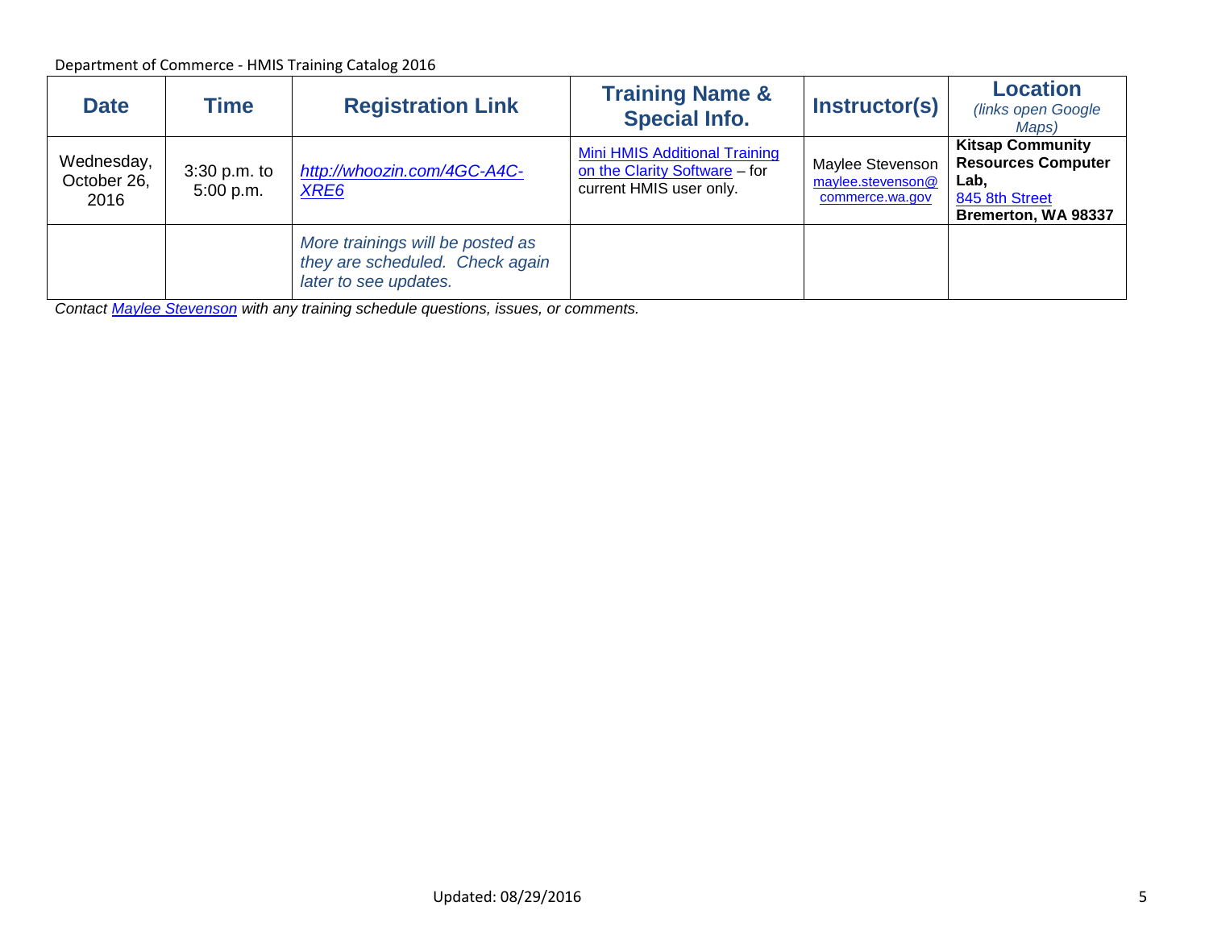| Date | Time | Registration Link | Training Name & Special Info. | Instructor(s) | Location *(links open Google Maps)* |
|---|---|---|---|---|---|
| Wednesday, October 26, 2016 | 3:30 p.m. to 5:00 p.m. | *http://whoozin.com/4GC-A4C-XRE6* | Mini HMIS Additional Training on the Clarity Software – for current HMIS user only. | Maylee Stevenson maylee.stevenson@commerce.wa.gov | **Kitsap Community Resources Computer Lab,** 845 8th Street **Bremerton, WA 98337** |
| | | *More trainings will be posted as they are scheduled. Check again later to see updates.* | | | |

*Contact Maylee Stevenson with any training schedule questions, issues, or comments.*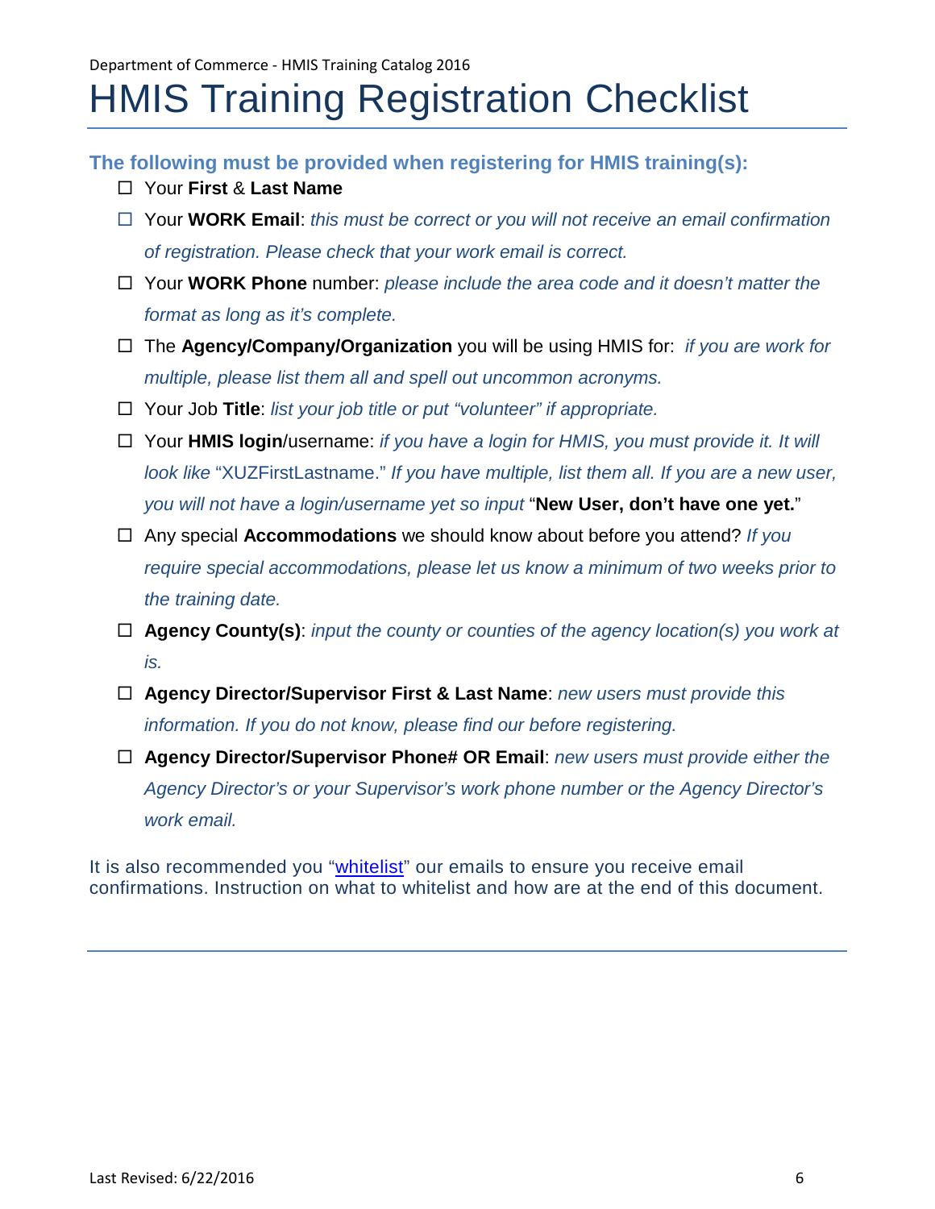# HMIS Training Registration Checklist

### The following must be provided when registering for HMIS training(s):

- ☐ Your **First** & **Last Name**
- ☐ Your **WORK Email**: *this must be correct or you will not receive an email confirmation of registration. Please check that your work email is correct.*
- ☐ Your **WORK Phone** number: *please include the area code and it doesn't matter the format as long as it's complete.*
- ☐ The **Agency/Company/Organization** you will be using HMIS for: *if you are work for multiple, please list them all and spell out uncommon acronyms.*
- ☐ Your Job **Title**: *list your job title or put "volunteer" if appropriate.*
- ☐ Your **HMIS login**/username: *if you have a login for HMIS, you must provide it. It will look like* "XUZFirstLastname." *If you have multiple, list them all. If you are a new user, you will not have a login/username yet so input* "**New User, don't have one yet.**"
- ☐ Any special **Accommodations** we should know about before you attend? *If you require special accommodations, please let us know a minimum of two weeks prior to the training date.*
- ☐ **Agency County(s)**: *input the county or counties of the agency location(s) you work at is.*
- ☐ **Agency Director/Supervisor First & Last Name**: *new users must provide this information. If you do not know, please find our before registering.*
- ☐ **Agency Director/Supervisor Phone# OR Email**: *new users must provide either the Agency Director's or your Supervisor's work phone number or the Agency Director's work email.*

It is also recommended you "whitelist" our emails to ensure you receive email confirmations. Instruction on what to whitelist and how are at the end of this document.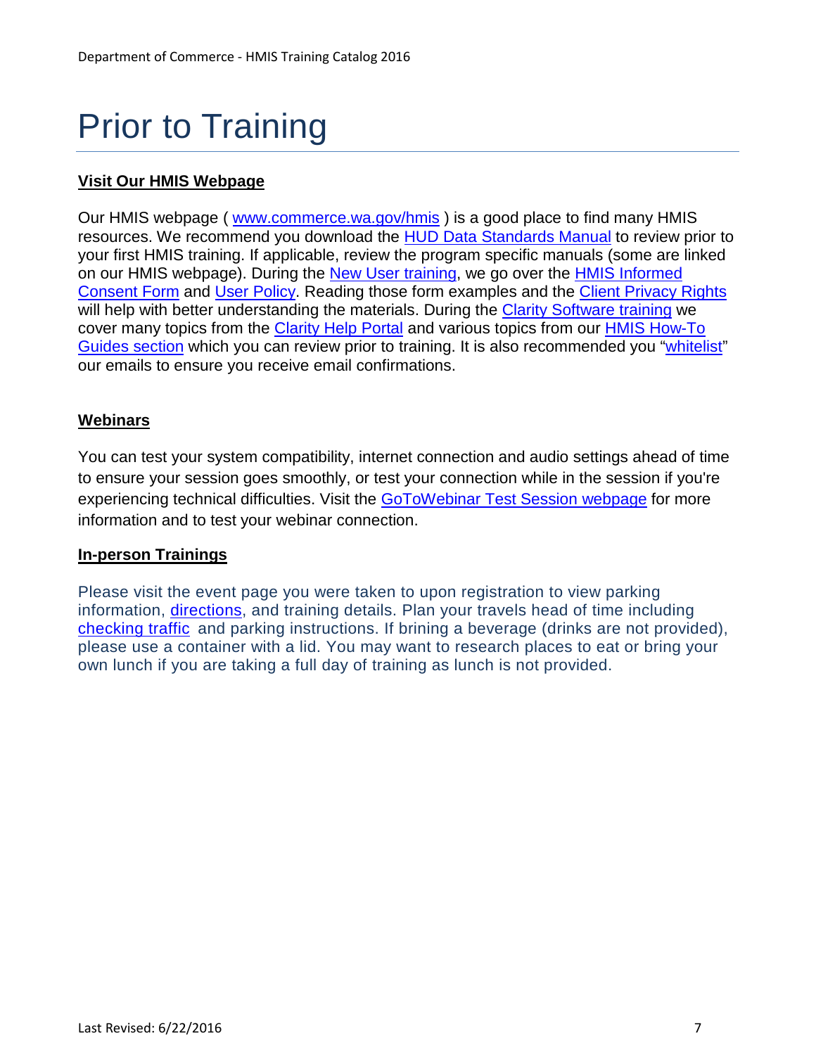# Prior to Training

**Visit Our HMIS Webpage**

Our HMIS webpage ( www.commerce.wa.gov/hmis ) is a good place to find many HMIS resources. We recommend you download the HUD Data Standards Manual to review prior to your first HMIS training. If applicable, review the program specific manuals (some are linked on our HMIS webpage). During the New User training, we go over the HMIS Informed Consent Form and User Policy. Reading those form examples and the Client Privacy Rights will help with better understanding the materials. During the Clarity Software training we cover many topics from the Clarity Help Portal and various topics from our HMIS How-To Guides section which you can review prior to training. It is also recommended you "whitelist" our emails to ensure you receive email confirmations.

**Webinars**

You can test your system compatibility, internet connection and audio settings ahead of time to ensure your session goes smoothly, or test your connection while in the session if you're experiencing technical difficulties. Visit the GoToWebinar Test Session webpage for more information and to test your webinar connection.

**In-person Trainings**

Please visit the event page you were taken to upon registration to view parking information, directions, and training details. Plan your travels head of time including checking traffic and parking instructions. If brining a beverage (drinks are not provided), please use a container with a lid. You may want to research places to eat or bring your own lunch if you are taking a full day of training as lunch is not provided.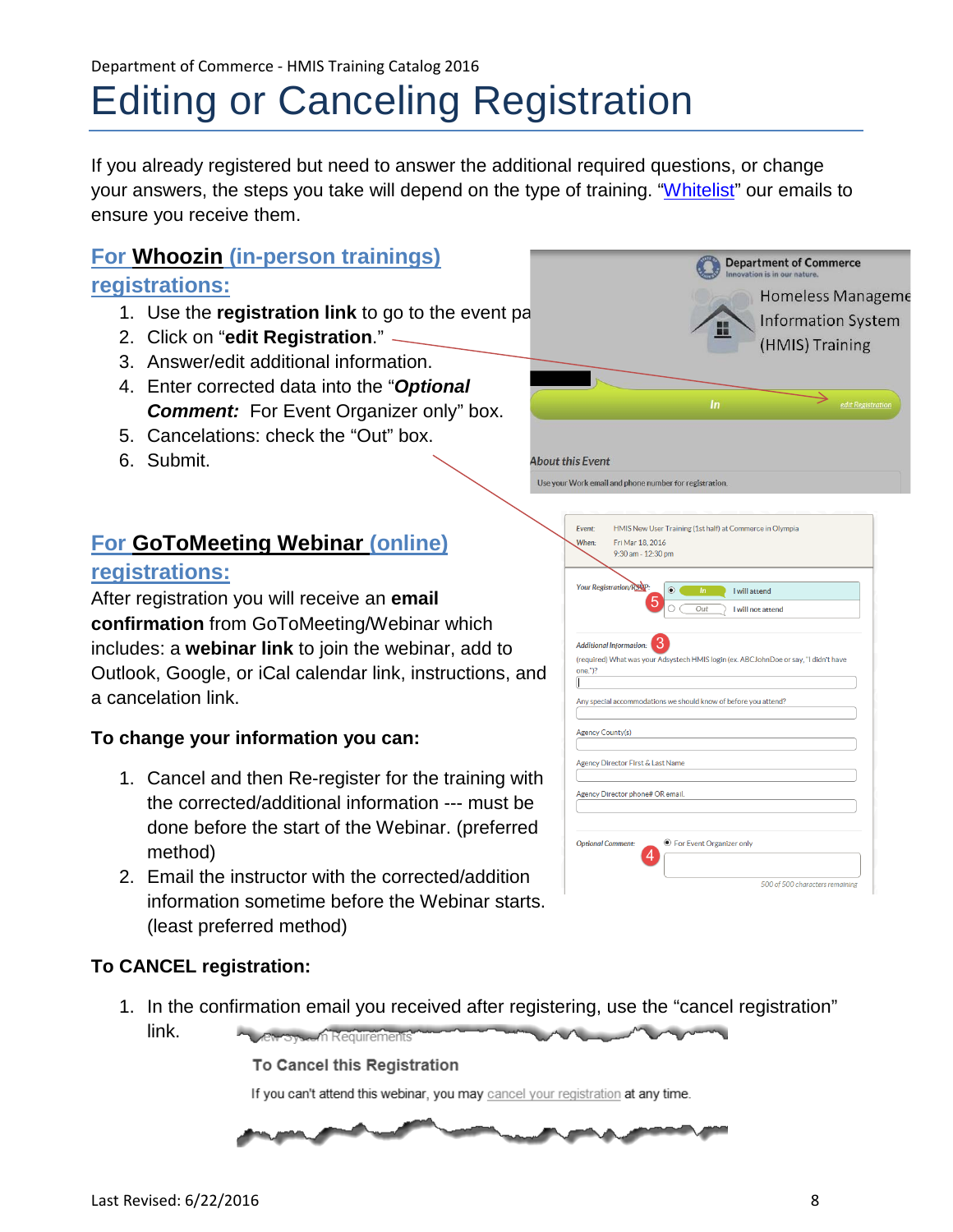// Editing or Canceling Registration

# Editing or Canceling Registration

If you already registered but need to answer the additional required questions, or change your answers, the steps you take will depend on the type of training. "Whitelist" our emails to ensure you receive them.

## For **Whoozin** (in-person trainings) registrations:

1. Use the **registration link** to go to the event pa
2. Click on "**edit Registration**."
3. Answer/edit additional information.
4. Enter corrected data into the "***Optional Comment:*** For Event Organizer only" box.
5. Cancelations: check the "Out" box.
6. Submit.

## For **GoToMeeting Webinar** (online) registrations:

After registration you will receive an **email confirmation** from GoToMeeting/Webinar which includes: a **webinar link** to join the webinar, add to Outlook, Google, or iCal calendar link, instructions, and a cancelation link.

**To change your information you can:**

1. Cancel and then Re-register for the training with the corrected/additional information --- must be done before the start of the Webinar. (preferred method)
2. Email the instructor with the corrected/addition information sometime before the Webinar starts. (least preferred method)

**To CANCEL registration:**

1. In the confirmation email you received after registering, use the "cancel registration" link.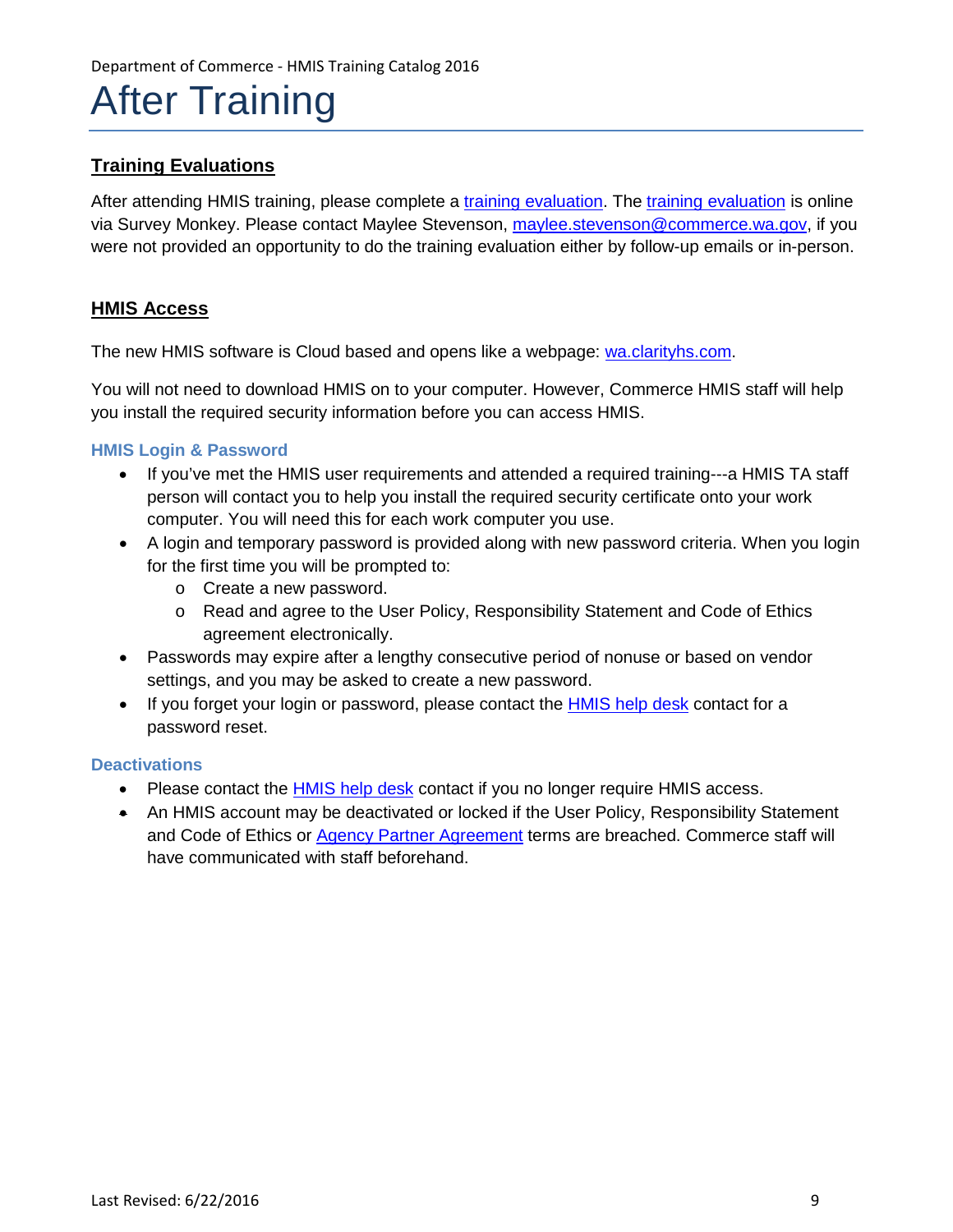# After Training

## Training Evaluations

After attending HMIS training, please complete a training evaluation. The training evaluation is online via Survey Monkey. Please contact Maylee Stevenson, maylee.stevenson@commerce.wa.gov, if you were not provided an opportunity to do the training evaluation either by follow-up emails or in-person.

## HMIS Access

The new HMIS software is Cloud based and opens like a webpage: wa.clarityhs.com.

You will not need to download HMIS on to your computer. However, Commerce HMIS staff will help you install the required security information before you can access HMIS.

### HMIS Login & Password

- If you've met the HMIS user requirements and attended a required training---a HMIS TA staff person will contact you to help you install the required security certificate onto your work computer. You will need this for each work computer you use.
- A login and temporary password is provided along with new password criteria. When you login for the first time you will be prompted to:
  - Create a new password.
  - Read and agree to the User Policy, Responsibility Statement and Code of Ethics agreement electronically.
- Passwords may expire after a lengthy consecutive period of nonuse or based on vendor settings, and you may be asked to create a new password.
- If you forget your login or password, please contact the HMIS help desk contact for a password reset.

### Deactivations

- Please contact the HMIS help desk contact if you no longer require HMIS access.
- An HMIS account may be deactivated or locked if the User Policy, Responsibility Statement and Code of Ethics or Agency Partner Agreement terms are breached. Commerce staff will have communicated with staff beforehand.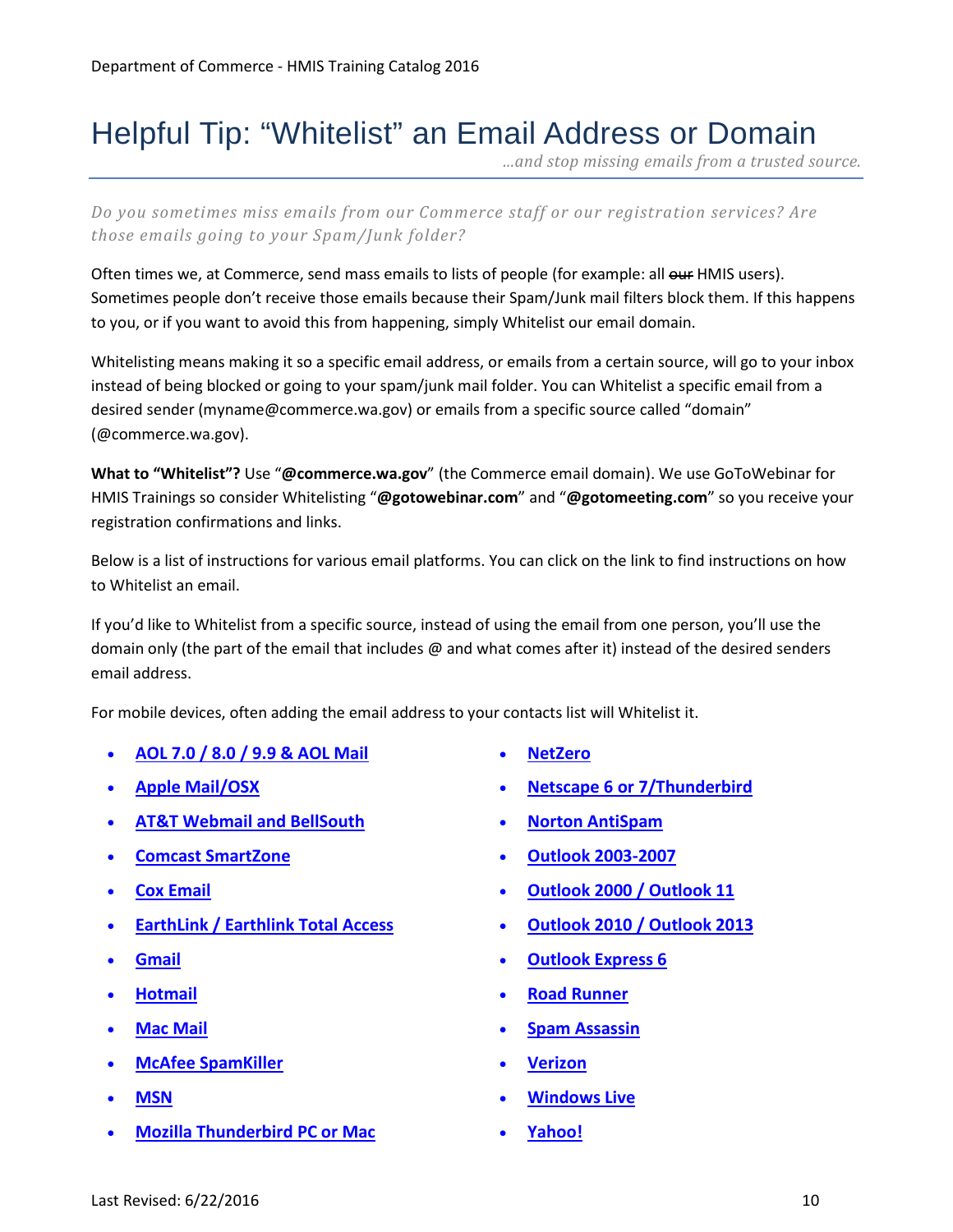# Helpful Tip: "Whitelist" an Email Address or Domain

*...and stop missing emails from a trusted source.*

*Do you sometimes miss emails from our Commerce staff or our registration services? Are those emails going to your Spam/Junk folder?*

Often times we, at Commerce, send mass emails to lists of people (for example: all ~~our~~ HMIS users). Sometimes people don't receive those emails because their Spam/Junk mail filters block them. If this happens to you, or if you want to avoid this from happening, simply Whitelist our email domain.

Whitelisting means making it so a specific email address, or emails from a certain source, will go to your inbox instead of being blocked or going to your spam/junk mail folder. You can Whitelist a specific email from a desired sender (myname@commerce.wa.gov) or emails from a specific source called "domain" (@commerce.wa.gov).

**What to "Whitelist"?** Use "**@commerce.wa.gov**" (the Commerce email domain). We use GoToWebinar for HMIS Trainings so consider Whitelisting "**@gotowebinar.com**" and "**@gotomeeting.com**" so you receive your registration confirmations and links.

Below is a list of instructions for various email platforms. You can click on the link to find instructions on how to Whitelist an email.

If you'd like to Whitelist from a specific source, instead of using the email from one person, you'll use the domain only (the part of the email that includes @ and what comes after it) instead of the desired senders email address.

For mobile devices, often adding the email address to your contacts list will Whitelist it.

- **AOL 7.0 / 8.0 / 9.9 & AOL Mail**
- **Apple Mail/OSX**
- **AT&T Webmail and BellSouth**
- **Comcast SmartZone**
- **Cox Email**
- **EarthLink / Earthlink Total Access**
- **Gmail**
- **Hotmail**
- **Mac Mail**
- **McAfee SpamKiller**
- **MSN**
- **Mozilla Thunderbird PC or Mac**
- **NetZero**
- **Netscape 6 or 7/Thunderbird**
- **Norton AntiSpam**
- **Outlook 2003-2007**
- **Outlook 2000 / Outlook 11**
- **Outlook 2010 / Outlook 2013**
- **Outlook Express 6**
- **Road Runner**
- **Spam Assassin**
- **Verizon**
- **Windows Live**
- **Yahoo!**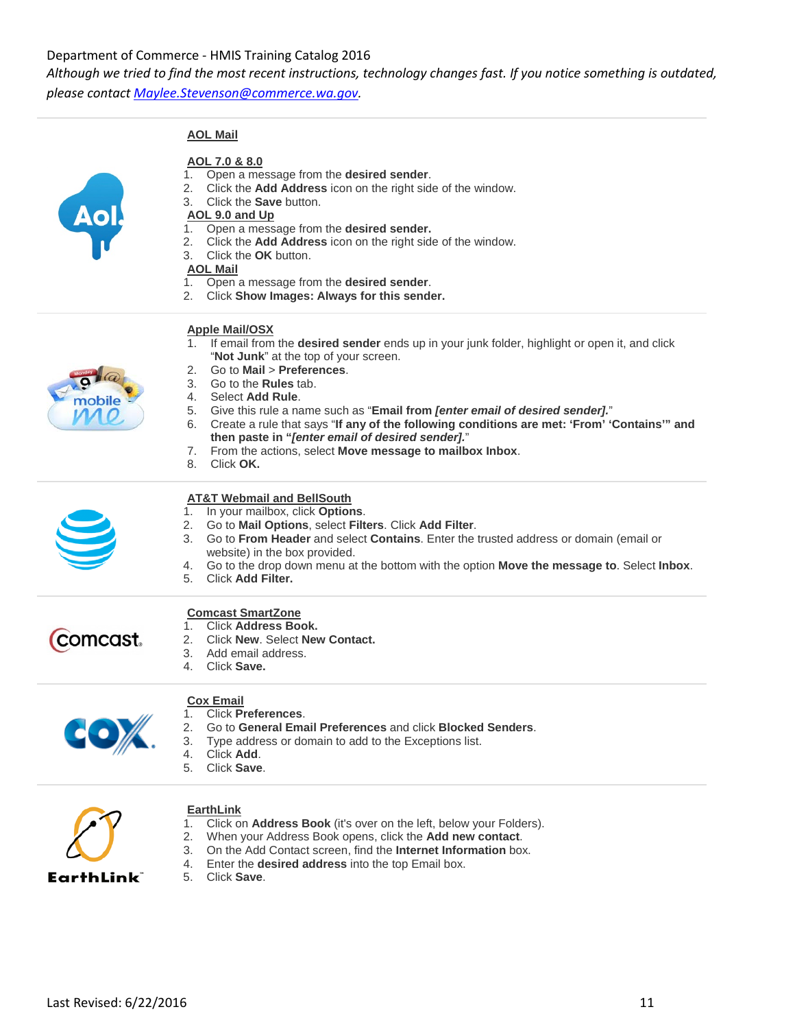Although we tried to find the most recent instructions, technology changes fast. If you notice something is outdated, please contact [Maylee.Stevenson@commerce.wa.gov](mailto:Maylee.Stevenson@commerce.wa.gov).

## AOL Mail

### AOL 7.0 & 8.0

1. Open a message from the **desired sender**.
2. Click the **Add Address** icon on the right side of the window.
3. Click the **Save** button.

### AOL 9.0 and Up

1. Open a message from the **desired sender.**
2. Click the **Add Address** icon on the right side of the window.
3. Click the **OK** button.

### AOL Mail

1. Open a message from the **desired sender**.
2. Click **Show Images: Always for this sender.**

## Apple Mail/OSX

1. If email from the **desired sender** ends up in your junk folder, highlight or open it, and click "**Not Junk**" at the top of your screen.
2. Go to **Mail** > **Preferences**.
3. Go to the **Rules** tab.
4. Select **Add Rule**.
5. Give this rule a name such as "**Email from *[enter email of desired sender]*.**"
6. Create a rule that says "**If any of the following conditions are met: 'From' 'Contains'" and then paste in "*[enter email of desired sender]*.**"
7. From the actions, select **Move message to mailbox Inbox**.
8. Click **OK.**

## AT&T Webmail and BellSouth

1. In your mailbox, click **Options**.
2. Go to **Mail Options**, select **Filters**. Click **Add Filter**.
3. Go to **From Header** and select **Contains**. Enter the trusted address or domain (email or website) in the box provided.
4. Go to the drop down menu at the bottom with the option **Move the message to**. Select **Inbox**.
5. Click **Add Filter.**

## Comcast SmartZone

1. Click **Address Book.**
2. Click **New**. Select **New Contact.**
3. Add email address.
4. Click **Save.**

## Cox Email

1. Click **Preferences**.
2. Go to **General Email Preferences** and click **Blocked Senders**.
3. Type address or domain to add to the Exceptions list.
4. Click **Add**.
5. Click **Save**.

## EarthLink

1. Click on **Address Book** (it's over on the left, below your Folders).
2. When your Address Book opens, click the **Add new contact**.
3. On the Add Contact screen, find the **Internet Information** box.
4. Enter the **desired address** into the top Email box.
5. Click **Save**.

Last Revised: 6/22/2016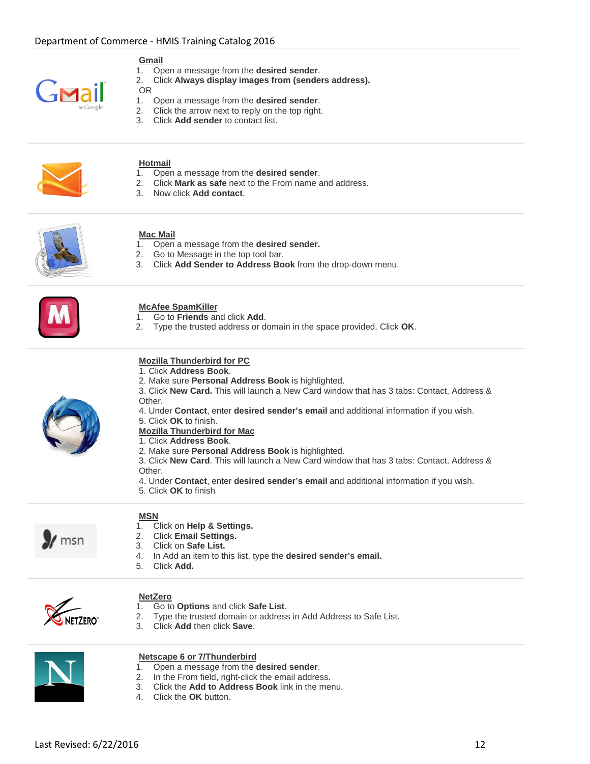## Gmail

1. Open a message from the **desired sender**.
2. Click **Always display images from (senders address).**

OR

1. Open a message from the **desired sender**.
2. Click the arrow next to reply on the top right.
3. Click **Add sender** to contact list.

## Hotmail

1. Open a message from the **desired sender**.
2. Click **Mark as safe** next to the From name and address.
3. Now click **Add contact**.

## Mac Mail

1. Open a message from the **desired sender.**
2. Go to Message in the top tool bar.
3. Click **Add Sender to Address Book** from the drop-down menu.

## McAfee SpamKiller

1. Go to **Friends** and click **Add**.
2. Type the trusted address or domain in the space provided. Click **OK**.

## Mozilla Thunderbird for PC

1. Click **Address Book**.
2. Make sure **Personal Address Book** is highlighted.
3. Click **New Card.** This will launch a New Card window that has 3 tabs: Contact, Address & Other.
4. Under **Contact**, enter **desired sender's email** and additional information if you wish.
5. Click **OK** to finish.

## Mozilla Thunderbird for Mac

1. Click **Address Book**.
2. Make sure **Personal Address Book** is highlighted.
3. Click **New Card**. This will launch a New Card window that has 3 tabs: Contact, Address & Other.
4. Under **Contact**, enter **desired sender's email** and additional information if you wish.
5. Click **OK** to finish

## MSN

1. Click on **Help & Settings.**
2. Click **Email Settings.**
3. Click on **Safe List.**
4. In Add an item to this list, type the **desired sender's email.**
5. Click **Add.**

## NetZero

1. Go to **Options** and click **Safe List**.
2. Type the trusted domain or address in Add Address to Safe List.
3. Click **Add** then click **Save**.

## Netscape 6 or 7/Thunderbird

1. Open a message from the **desired sender**.
2. In the From field, right-click the email address.
3. Click the **Add to Address Book** link in the menu.
4. Click the **OK** button.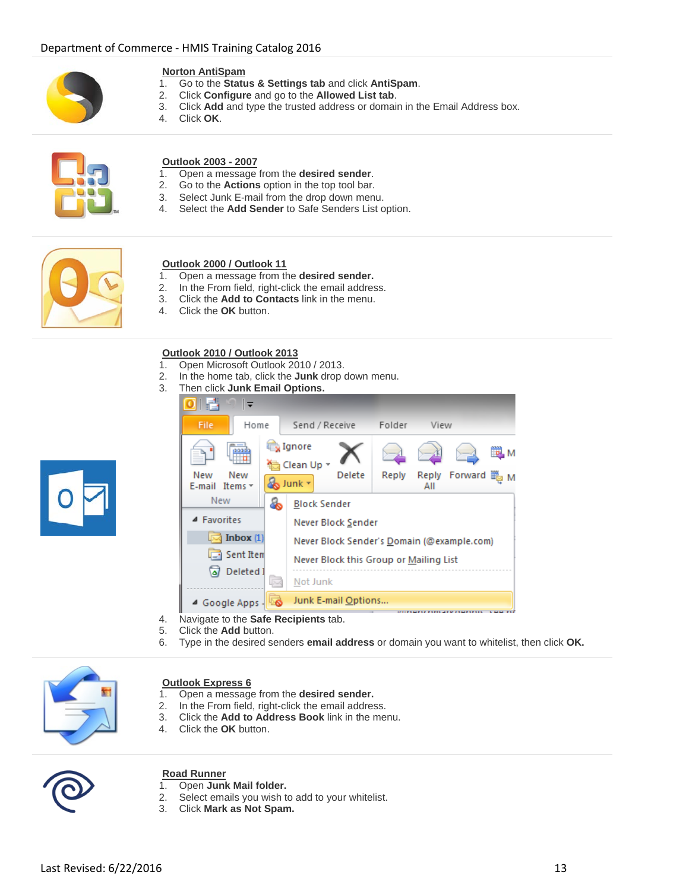**Norton AntiSpam**

1. Go to the **Status & Settings tab** and click **AntiSpam**.
2. Click **Configure** and go to the **Allowed List tab**.
3. Click **Add** and type the trusted address or domain in the Email Address box.
4. Click **OK**.

**Outlook 2003 - 2007**

1. Open a message from the **desired sender**.
2. Go to the **Actions** option in the top tool bar.
3. Select Junk E-mail from the drop down menu.
4. Select the **Add Sender** to Safe Senders List option.

**Outlook 2000 / Outlook 11**

1. Open a message from the **desired sender.**
2. In the From field, right-click the email address.
3. Click the **Add to Contacts** link in the menu.
4. Click the **OK** button.

**Outlook 2010 / Outlook 2013**

1. Open Microsoft Outlook 2010 / 2013.
2. In the home tab, click the **Junk** drop down menu.
3. Then click **Junk Email Options.**
4. Navigate to the **Safe Recipients** tab.
5. Click the **Add** button.
6. Type in the desired senders **email address** or domain you want to whitelist, then click **OK.**

**Outlook Express 6**

1. Open a message from the **desired sender.**
2. In the From field, right-click the email address.
3. Click the **Add to Address Book** link in the menu.
4. Click the **OK** button.

**Road Runner**

1. Open **Junk Mail folder.**
2. Select emails you wish to add to your whitelist.
3. Click **Mark as Not Spam.**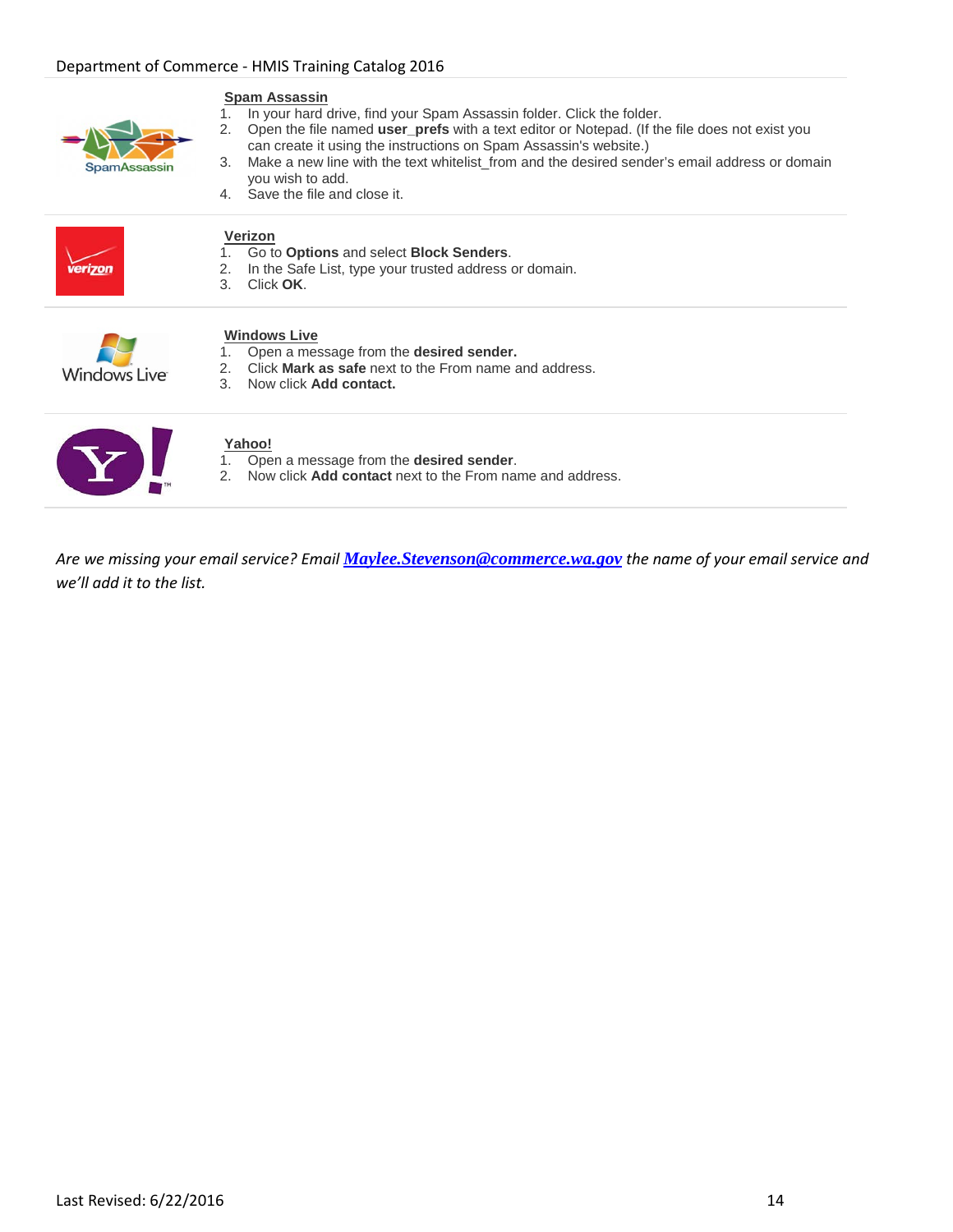**Spam Assassin**

1. In your hard drive, find your Spam Assassin folder. Click the folder.
2. Open the file named **user_prefs** with a text editor or Notepad. (If the file does not exist you can create it using the instructions on Spam Assassin's website.)
3. Make a new line with the text whitelist_from and the desired sender's email address or domain you wish to add.
4. Save the file and close it.

**Verizon**

1. Go to **Options** and select **Block Senders**.
2. In the Safe List, type your trusted address or domain.
3. Click **OK**.

**Windows Live**

1. Open a message from the **desired sender.**
2. Click **Mark as safe** next to the From name and address.
3. Now click **Add contact.**

**Yahoo!**

1. Open a message from the **desired sender**.
2. Now click **Add contact** next to the From name and address.

*Are we missing your email service? Email* ***Maylee.Stevenson@commerce.wa.gov*** *the name of your email service and we'll add it to the list.*

Last Revised: 6/22/2016